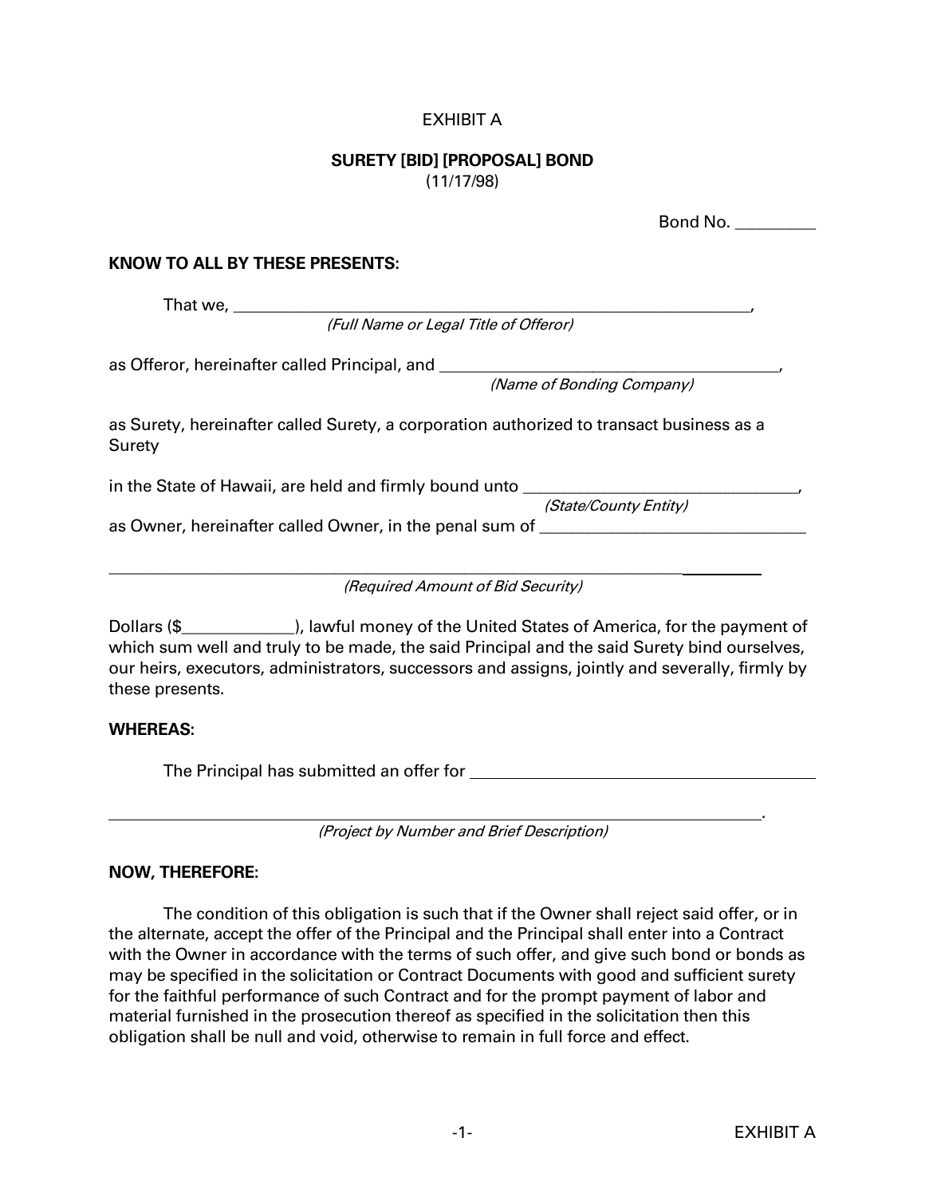EXHIBIT A

**SURETY [BID] [PROPOSAL] BOND**
(11/17/98)

Bond No. _________

**KNOW TO ALL BY THESE PRESENTS:**

That we, ________________________________________________________________,
*(Full Name or Legal Title of Offeror)*

as Offeror, hereinafter called Principal, and ________________________________________,
*(Name of Bonding Company)*

as Surety, hereinafter called Surety, a corporation authorized to transact business as a Surety

in the State of Hawaii, are held and firmly bound unto ________________________________,
*(State/County Entity)*

as Owner, hereinafter called Owner, in the penal sum of ________________________________

______________________________________________________________________________
*(Required Amount of Bid Security)*

Dollars ($_____________), lawful money of the United States of America, for the payment of which sum well and truly to be made, the said Principal and the said Surety bind ourselves, our heirs, executors, administrators, successors and assigns, jointly and severally, firmly by these presents.

**WHEREAS:**

The Principal has submitted an offer for ________________________________________

______________________________________________________________________________.
*(Project by Number and Brief Description)*

**NOW, THEREFORE:**

The condition of this obligation is such that if the Owner shall reject said offer, or in the alternate, accept the offer of the Principal and the Principal shall enter into a Contract with the Owner in accordance with the terms of such offer, and give such bond or bonds as may be specified in the solicitation or Contract Documents with good and sufficient surety for the faithful performance of such Contract and for the prompt payment of labor and material furnished in the prosecution thereof as specified in the solicitation then this obligation shall be null and void, otherwise to remain in full force and effect.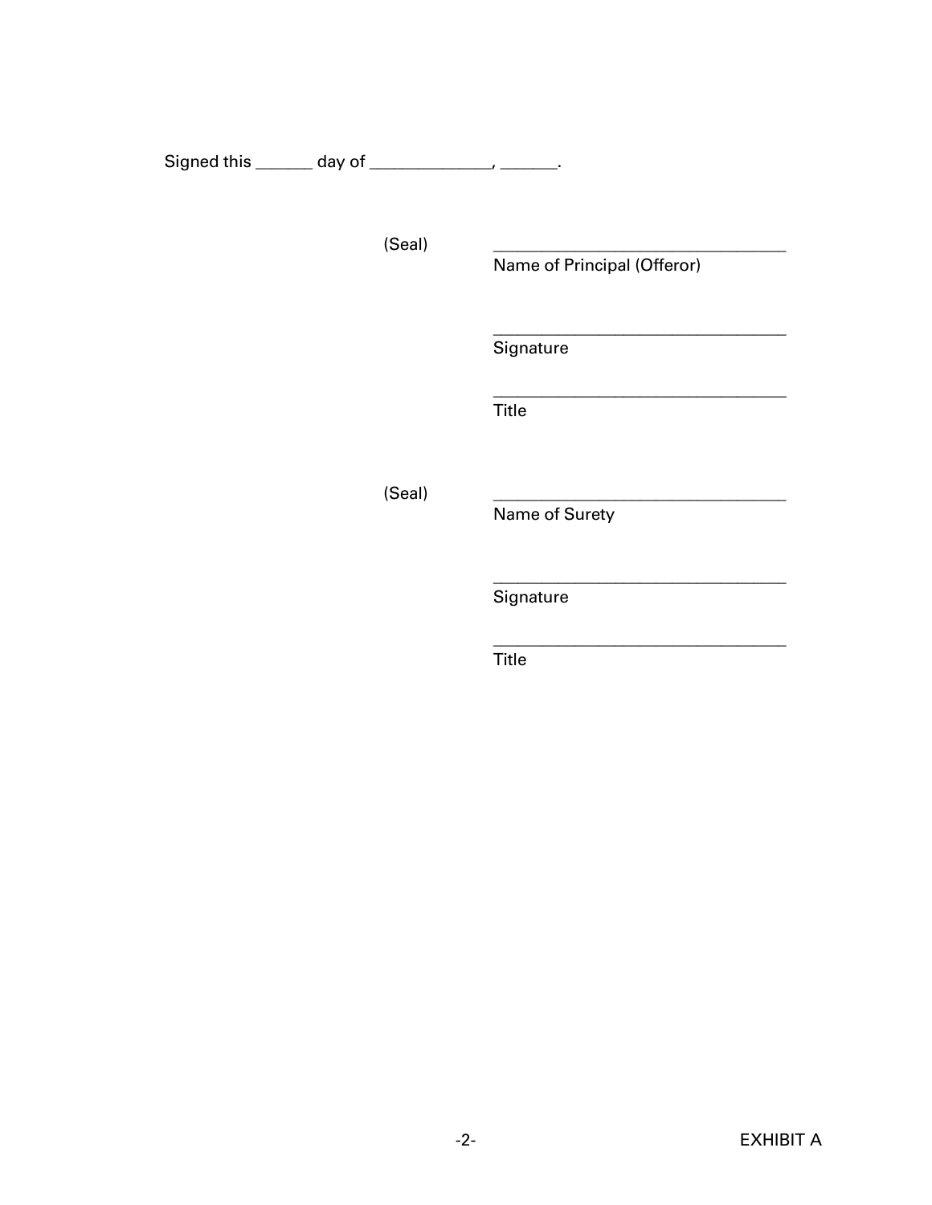Signed this ______ day of _____________, ______.

(Seal) ________________________________

Name of Principal (Offeror)

________________________________

Signature

________________________________

Title

(Seal) ________________________________

Name of Surety

________________________________

Signature

________________________________

Title

EXHIBIT A